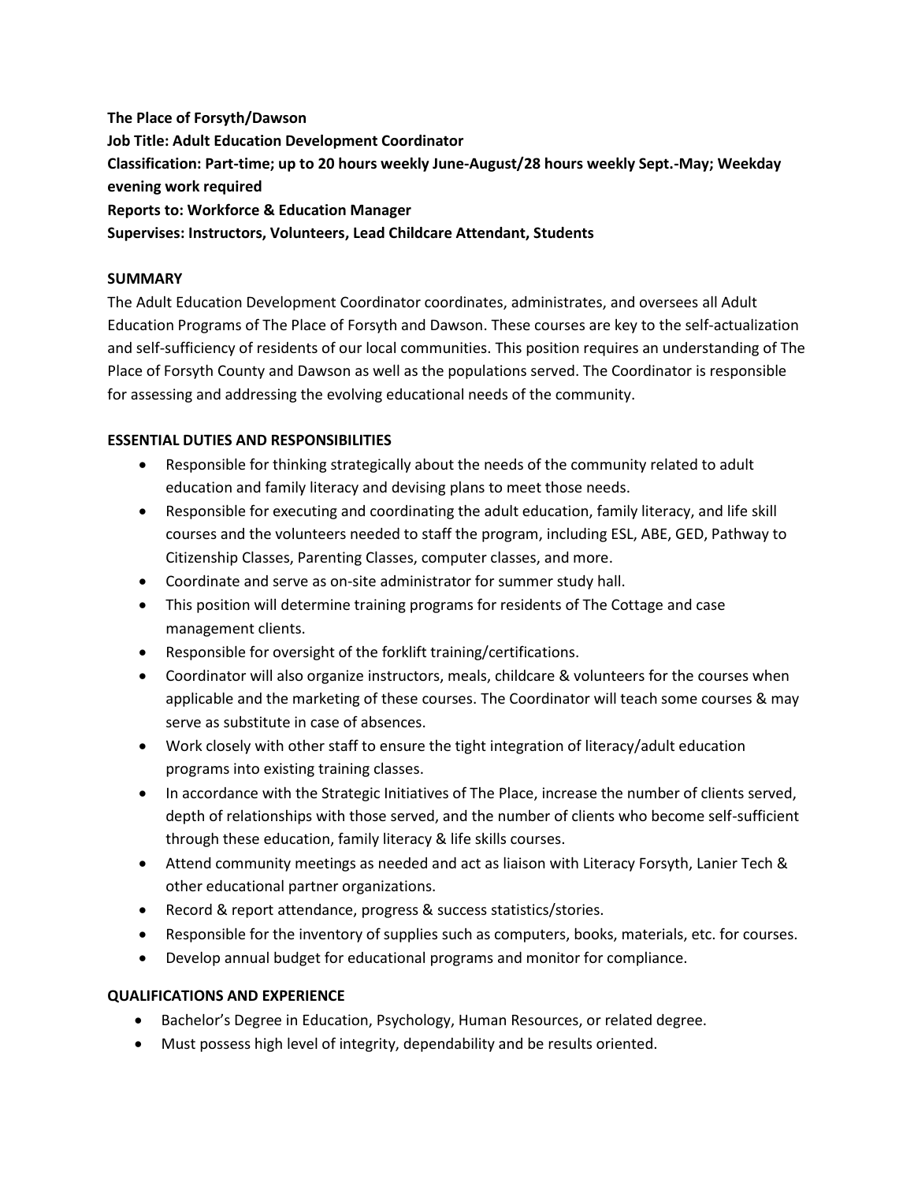**The Place of Forsyth/Dawson**
**Job Title: Adult Education Development Coordinator**
**Classification: Part-time; up to 20 hours weekly June-August/28 hours weekly Sept.-May; Weekday evening work required**
**Reports to: Workforce & Education Manager**
**Supervises: Instructors, Volunteers, Lead Childcare Attendant, Students**

## SUMMARY

The Adult Education Development Coordinator coordinates, administrates, and oversees all Adult Education Programs of The Place of Forsyth and Dawson. These courses are key to the self-actualization and self-sufficiency of residents of our local communities. This position requires an understanding of The Place of Forsyth County and Dawson as well as the populations served. The Coordinator is responsible for assessing and addressing the evolving educational needs of the community.

## ESSENTIAL DUTIES AND RESPONSIBILITIES

- Responsible for thinking strategically about the needs of the community related to adult education and family literacy and devising plans to meet those needs.
- Responsible for executing and coordinating the adult education, family literacy, and life skill courses and the volunteers needed to staff the program, including ESL, ABE, GED, Pathway to Citizenship Classes, Parenting Classes, computer classes, and more.
- Coordinate and serve as on-site administrator for summer study hall.
- This position will determine training programs for residents of The Cottage and case management clients.
- Responsible for oversight of the forklift training/certifications.
- Coordinator will also organize instructors, meals, childcare & volunteers for the courses when applicable and the marketing of these courses. The Coordinator will teach some courses & may serve as substitute in case of absences.
- Work closely with other staff to ensure the tight integration of literacy/adult education programs into existing training classes.
- In accordance with the Strategic Initiatives of The Place, increase the number of clients served, depth of relationships with those served, and the number of clients who become self-sufficient through these education, family literacy & life skills courses.
- Attend community meetings as needed and act as liaison with Literacy Forsyth, Lanier Tech & other educational partner organizations.
- Record & report attendance, progress & success statistics/stories.
- Responsible for the inventory of supplies such as computers, books, materials, etc. for courses.
- Develop annual budget for educational programs and monitor for compliance.

## QUALIFICATIONS AND EXPERIENCE

- Bachelor's Degree in Education, Psychology, Human Resources, or related degree.
- Must possess high level of integrity, dependability and be results oriented.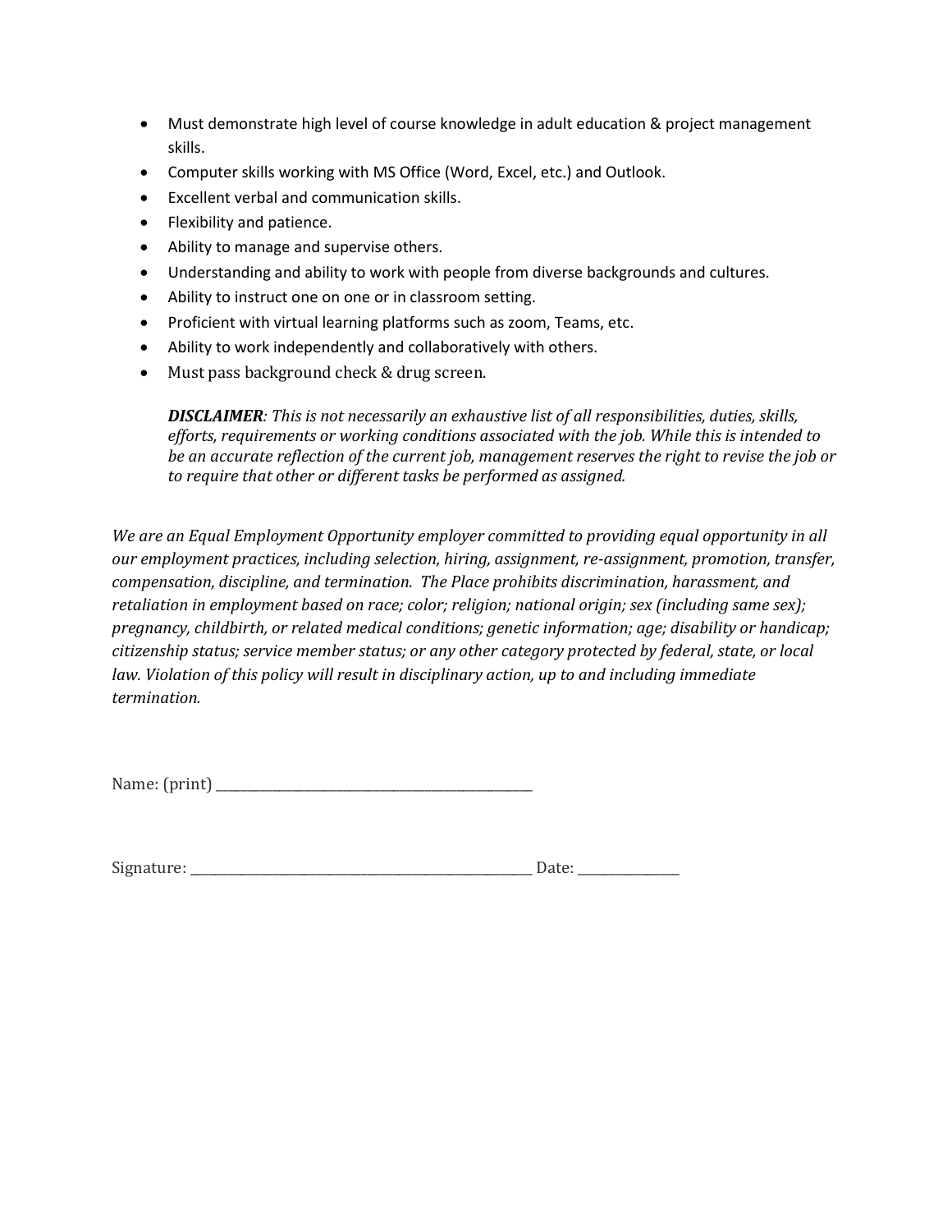- Must demonstrate high level of course knowledge in adult education & project management skills.
- Computer skills working with MS Office (Word, Excel, etc.) and Outlook.
- Excellent verbal and communication skills.
- Flexibility and patience.
- Ability to manage and supervise others.
- Understanding and ability to work with people from diverse backgrounds and cultures.
- Ability to instruct one on one or in classroom setting.
- Proficient with virtual learning platforms such as zoom, Teams, etc.
- Ability to work independently and collaboratively with others.
- Must pass background check & drug screen.

  ***DISCLAIMER***: *This is not necessarily an exhaustive list of all responsibilities, duties, skills, efforts, requirements or working conditions associated with the job. While this is intended to be an accurate reflection of the current job, management reserves the right to revise the job or to require that other or different tasks be performed as assigned.*

*We are an Equal Employment Opportunity employer committed to providing equal opportunity in all our employment practices, including selection, hiring, assignment, re-assignment, promotion, transfer, compensation, discipline, and termination. The Place prohibits discrimination, harassment, and retaliation in employment based on race; color; religion; national origin; sex (including same sex); pregnancy, childbirth, or related medical conditions; genetic information; age; disability or handicap; citizenship status; service member status; or any other category protected by federal, state, or local law. Violation of this policy will result in disciplinary action, up to and including immediate termination.*

Name: (print) ______________________________________________

Signature: ___________________________________________________ Date: ______________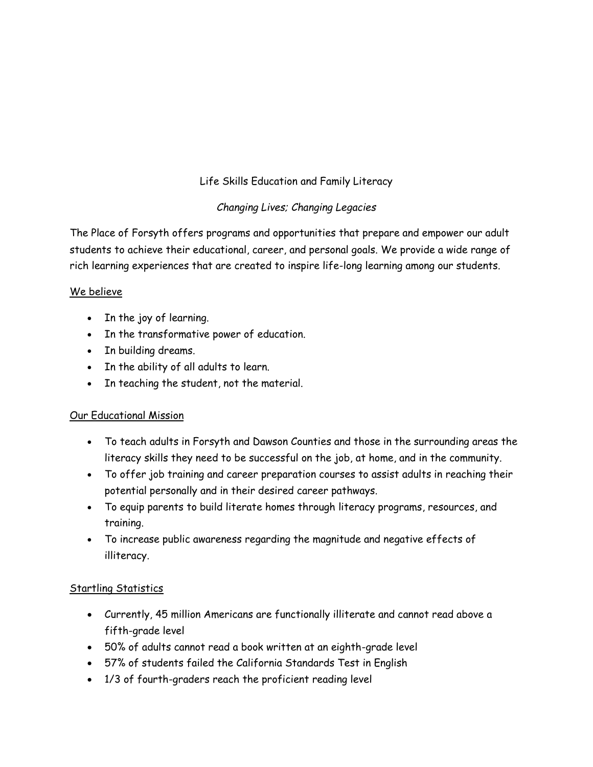# Life Skills Education and Family Literacy

*Changing Lives; Changing Legacies*

The Place of Forsyth offers programs and opportunities that prepare and empower our adult students to achieve their educational, career, and personal goals. We provide a wide range of rich learning experiences that are created to inspire life-long learning among our students.

## We believe

- In the joy of learning.
- In the transformative power of education.
- In building dreams.
- In the ability of all adults to learn.
- In teaching the student, not the material.

## Our Educational Mission

- To teach adults in Forsyth and Dawson Counties and those in the surrounding areas the literacy skills they need to be successful on the job, at home, and in the community.
- To offer job training and career preparation courses to assist adults in reaching their potential personally and in their desired career pathways.
- To equip parents to build literate homes through literacy programs, resources, and training.
- To increase public awareness regarding the magnitude and negative effects of illiteracy.

## Startling Statistics

- Currently, 45 million Americans are functionally illiterate and cannot read above a fifth-grade level
- 50% of adults cannot read a book written at an eighth-grade level
- 57% of students failed the California Standards Test in English
- 1/3 of fourth-graders reach the proficient reading level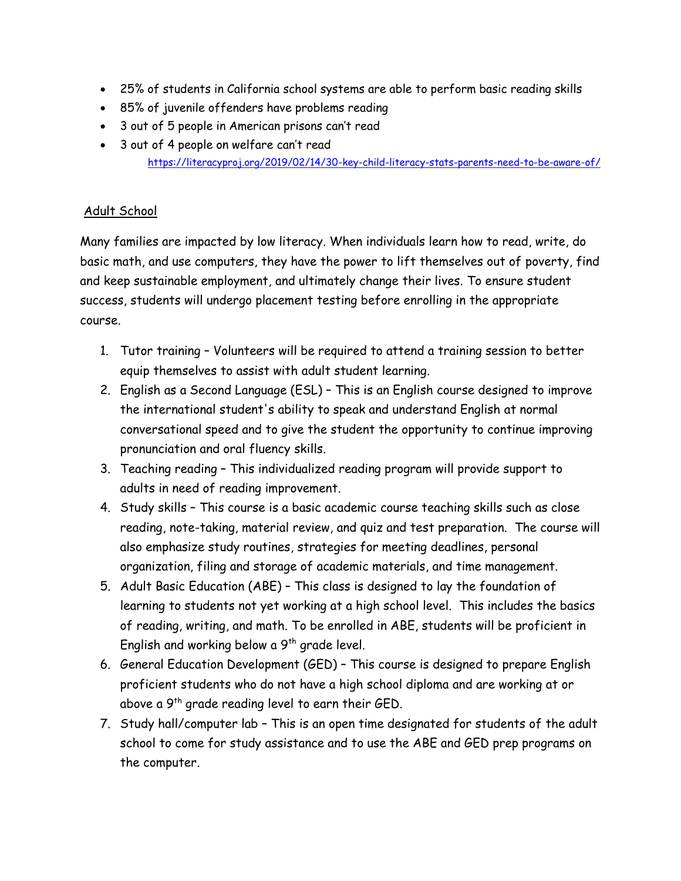- 25% of students in California school systems are able to perform basic reading skills
- 85% of juvenile offenders have problems reading
- 3 out of 5 people in American prisons can't read
- 3 out of 4 people on welfare can't read
  https://literacyproj.org/2019/02/14/30-key-child-literacy-stats-parents-need-to-be-aware-of/

## Adult School

Many families are impacted by low literacy. When individuals learn how to read, write, do basic math, and use computers, they have the power to lift themselves out of poverty, find and keep sustainable employment, and ultimately change their lives. To ensure student success, students will undergo placement testing before enrolling in the appropriate course.

1. Tutor training – Volunteers will be required to attend a training session to better equip themselves to assist with adult student learning.
2. English as a Second Language (ESL) – This is an English course designed to improve the international student's ability to speak and understand English at normal conversational speed and to give the student the opportunity to continue improving pronunciation and oral fluency skills.
3. Teaching reading – This individualized reading program will provide support to adults in need of reading improvement.
4. Study skills – This course is a basic academic course teaching skills such as close reading, note-taking, material review, and quiz and test preparation. The course will also emphasize study routines, strategies for meeting deadlines, personal organization, filing and storage of academic materials, and time management.
5. Adult Basic Education (ABE) – This class is designed to lay the foundation of learning to students not yet working at a high school level. This includes the basics of reading, writing, and math. To be enrolled in ABE, students will be proficient in English and working below a 9th grade level.
6. General Education Development (GED) – This course is designed to prepare English proficient students who do not have a high school diploma and are working at or above a 9th grade reading level to earn their GED.
7. Study hall/computer lab – This is an open time designated for students of the adult school to come for study assistance and to use the ABE and GED prep programs on the computer.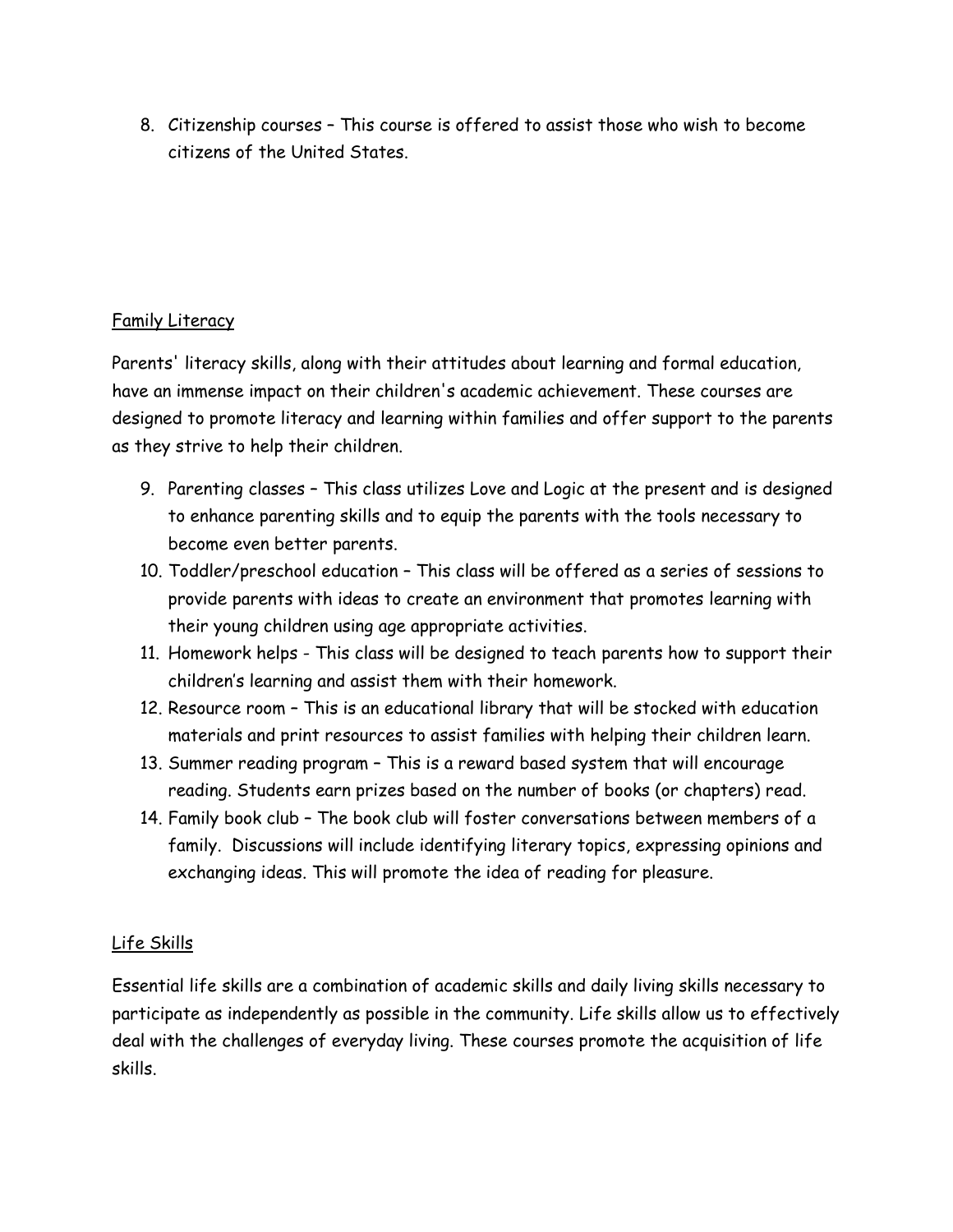8. Citizenship courses – This course is offered to assist those who wish to become citizens of the United States.

## Family Literacy

Parents' literacy skills, along with their attitudes about learning and formal education, have an immense impact on their children's academic achievement. These courses are designed to promote literacy and learning within families and offer support to the parents as they strive to help their children.

9. Parenting classes – This class utilizes Love and Logic at the present and is designed to enhance parenting skills and to equip the parents with the tools necessary to become even better parents.
10. Toddler/preschool education – This class will be offered as a series of sessions to provide parents with ideas to create an environment that promotes learning with their young children using age appropriate activities.
11. Homework helps - This class will be designed to teach parents how to support their children's learning and assist them with their homework.
12. Resource room – This is an educational library that will be stocked with education materials and print resources to assist families with helping their children learn.
13. Summer reading program – This is a reward based system that will encourage reading. Students earn prizes based on the number of books (or chapters) read.
14. Family book club – The book club will foster conversations between members of a family. Discussions will include identifying literary topics, expressing opinions and exchanging ideas. This will promote the idea of reading for pleasure.

## Life Skills

Essential life skills are a combination of academic skills and daily living skills necessary to participate as independently as possible in the community. Life skills allow us to effectively deal with the challenges of everyday living. These courses promote the acquisition of life skills.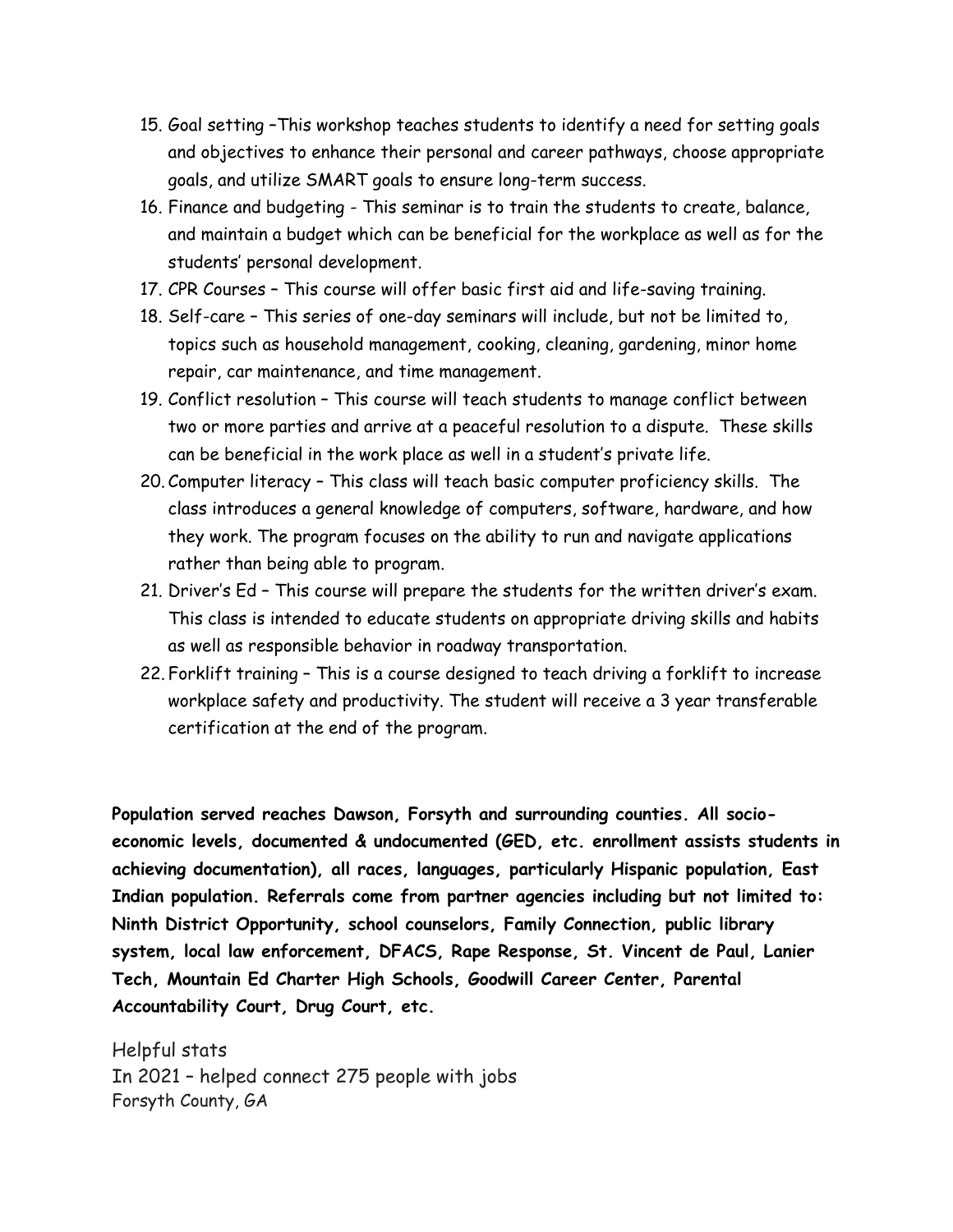15. Goal setting –This workshop teaches students to identify a need for setting goals and objectives to enhance their personal and career pathways, choose appropriate goals, and utilize SMART goals to ensure long-term success.
16. Finance and budgeting - This seminar is to train the students to create, balance, and maintain a budget which can be beneficial for the workplace as well as for the students' personal development.
17. CPR Courses – This course will offer basic first aid and life-saving training.
18. Self-care – This series of one-day seminars will include, but not be limited to, topics such as household management, cooking, cleaning, gardening, minor home repair, car maintenance, and time management.
19. Conflict resolution – This course will teach students to manage conflict between two or more parties and arrive at a peaceful resolution to a dispute. These skills can be beneficial in the work place as well in a student's private life.
20. Computer literacy – This class will teach basic computer proficiency skills. The class introduces a general knowledge of computers, software, hardware, and how they work. The program focuses on the ability to run and navigate applications rather than being able to program.
21. Driver's Ed – This course will prepare the students for the written driver's exam. This class is intended to educate students on appropriate driving skills and habits as well as responsible behavior in roadway transportation.
22. Forklift training – This is a course designed to teach driving a forklift to increase workplace safety and productivity. The student will receive a 3 year transferable certification at the end of the program.

**Population served reaches Dawson, Forsyth and surrounding counties. All socio-economic levels, documented & undocumented (GED, etc. enrollment assists students in achieving documentation), all races, languages, particularly Hispanic population, East Indian population. Referrals come from partner agencies including but not limited to: Ninth District Opportunity, school counselors, Family Connection, public library system, local law enforcement, DFACS, Rape Response, St. Vincent de Paul, Lanier Tech, Mountain Ed Charter High Schools, Goodwill Career Center, Parental Accountability Court, Drug Court, etc.**

Helpful stats
In 2021 – helped connect 275 people with jobs
Forsyth County, GA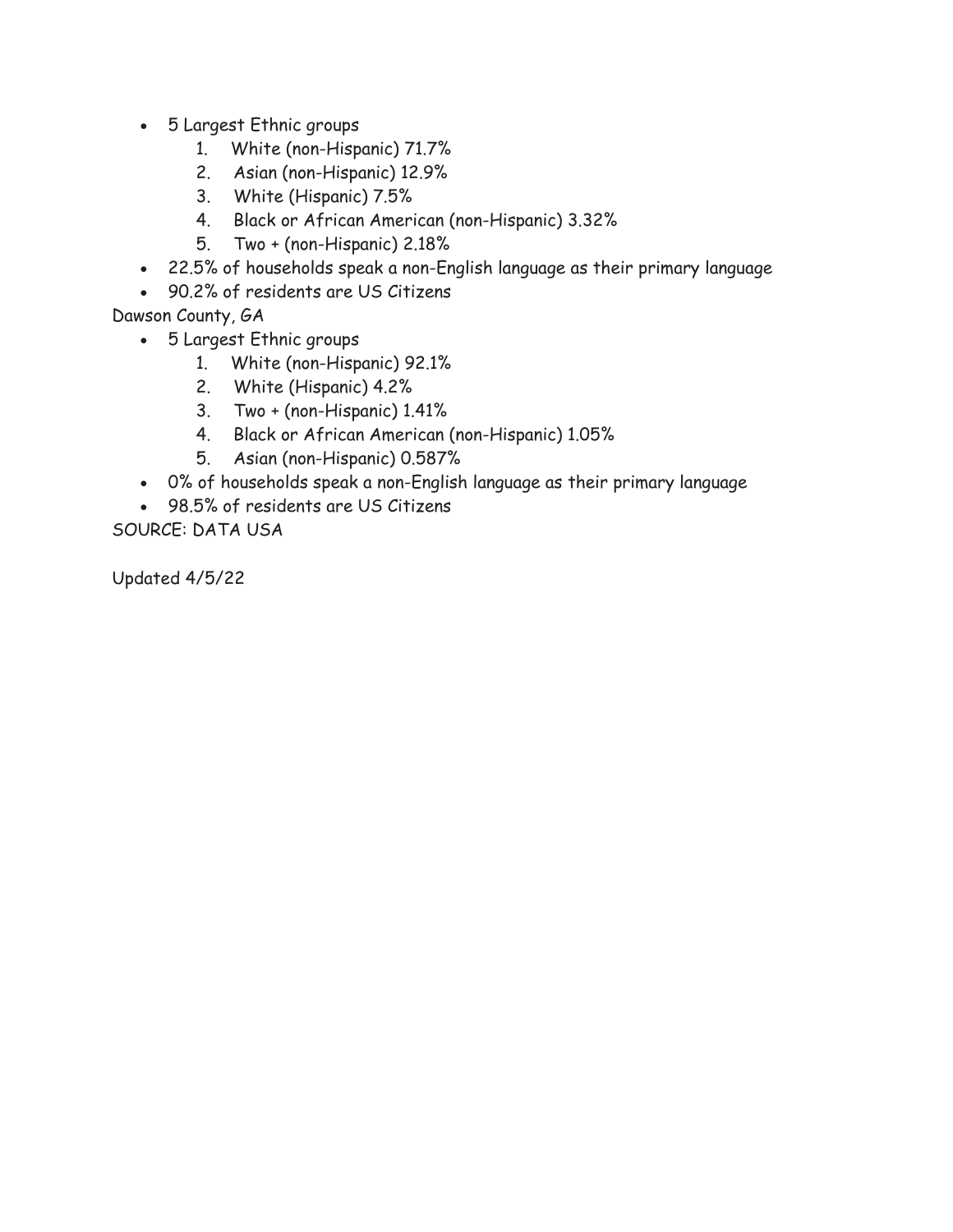- 5 Largest Ethnic groups
    1. White (non-Hispanic) 71.7%
    2. Asian (non-Hispanic) 12.9%
    3. White (Hispanic) 7.5%
    4. Black or African American (non-Hispanic) 3.32%
    5. Two + (non-Hispanic) 2.18%
- 22.5% of households speak a non-English language as their primary language
- 90.2% of residents are US Citizens

Dawson County, GA

- 5 Largest Ethnic groups
    1. White (non-Hispanic) 92.1%
    2. White (Hispanic) 4.2%
    3. Two + (non-Hispanic) 1.41%
    4. Black or African American (non-Hispanic) 1.05%
    5. Asian (non-Hispanic) 0.587%
- 0% of households speak a non-English language as their primary language
- 98.5% of residents are US Citizens

SOURCE: DATA USA

Updated 4/5/22